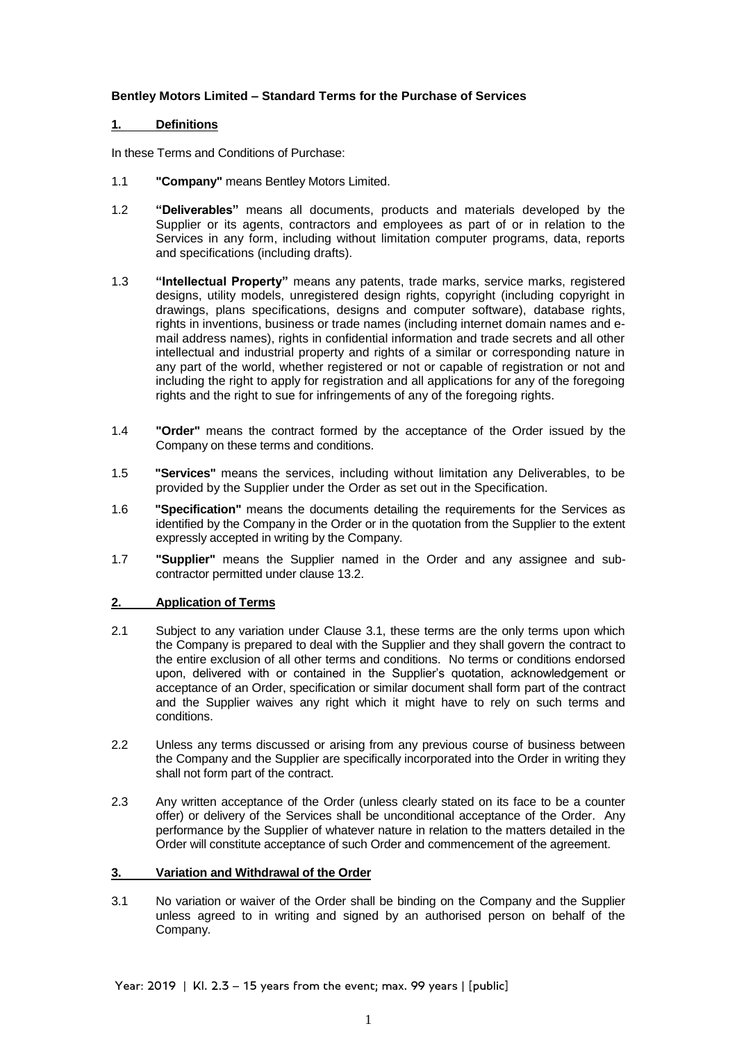**Bentley Motors Limited – Standard Terms for the Purchase of Services**

## 1. Definitions

In these Terms and Conditions of Purchase:

1.1 **"Company"** means Bentley Motors Limited.

1.2 **"Deliverables"** means all documents, products and materials developed by the Supplier or its agents, contractors and employees as part of or in relation to the Services in any form, including without limitation computer programs, data, reports and specifications (including drafts).

1.3 **"Intellectual Property"** means any patents, trade marks, service marks, registered designs, utility models, unregistered design rights, copyright (including copyright in drawings, plans specifications, designs and computer software), database rights, rights in inventions, business or trade names (including internet domain names and e-mail address names), rights in confidential information and trade secrets and all other intellectual and industrial property and rights of a similar or corresponding nature in any part of the world, whether registered or not or capable of registration or not and including the right to apply for registration and all applications for any of the foregoing rights and the right to sue for infringements of any of the foregoing rights.

1.4 **"Order"** means the contract formed by the acceptance of the Order issued by the Company on these terms and conditions.

1.5 **"Services"** means the services, including without limitation any Deliverables, to be provided by the Supplier under the Order as set out in the Specification.

1.6 **"Specification"** means the documents detailing the requirements for the Services as identified by the Company in the Order or in the quotation from the Supplier to the extent expressly accepted in writing by the Company.

1.7 **"Supplier"** means the Supplier named in the Order and any assignee and sub-contractor permitted under clause 13.2.

## 2. Application of Terms

2.1 Subject to any variation under Clause 3.1, these terms are the only terms upon which the Company is prepared to deal with the Supplier and they shall govern the contract to the entire exclusion of all other terms and conditions. No terms or conditions endorsed upon, delivered with or contained in the Supplier's quotation, acknowledgement or acceptance of an Order, specification or similar document shall form part of the contract and the Supplier waives any right which it might have to rely on such terms and conditions.

2.2 Unless any terms discussed or arising from any previous course of business between the Company and the Supplier are specifically incorporated into the Order in writing they shall not form part of the contract.

2.3 Any written acceptance of the Order (unless clearly stated on its face to be a counter offer) or delivery of the Services shall be unconditional acceptance of the Order. Any performance by the Supplier of whatever nature in relation to the matters detailed in the Order will constitute acceptance of such Order and commencement of the agreement.

## 3. Variation and Withdrawal of the Order

3.1 No variation or waiver of the Order shall be binding on the Company and the Supplier unless agreed to in writing and signed by an authorised person on behalf of the Company.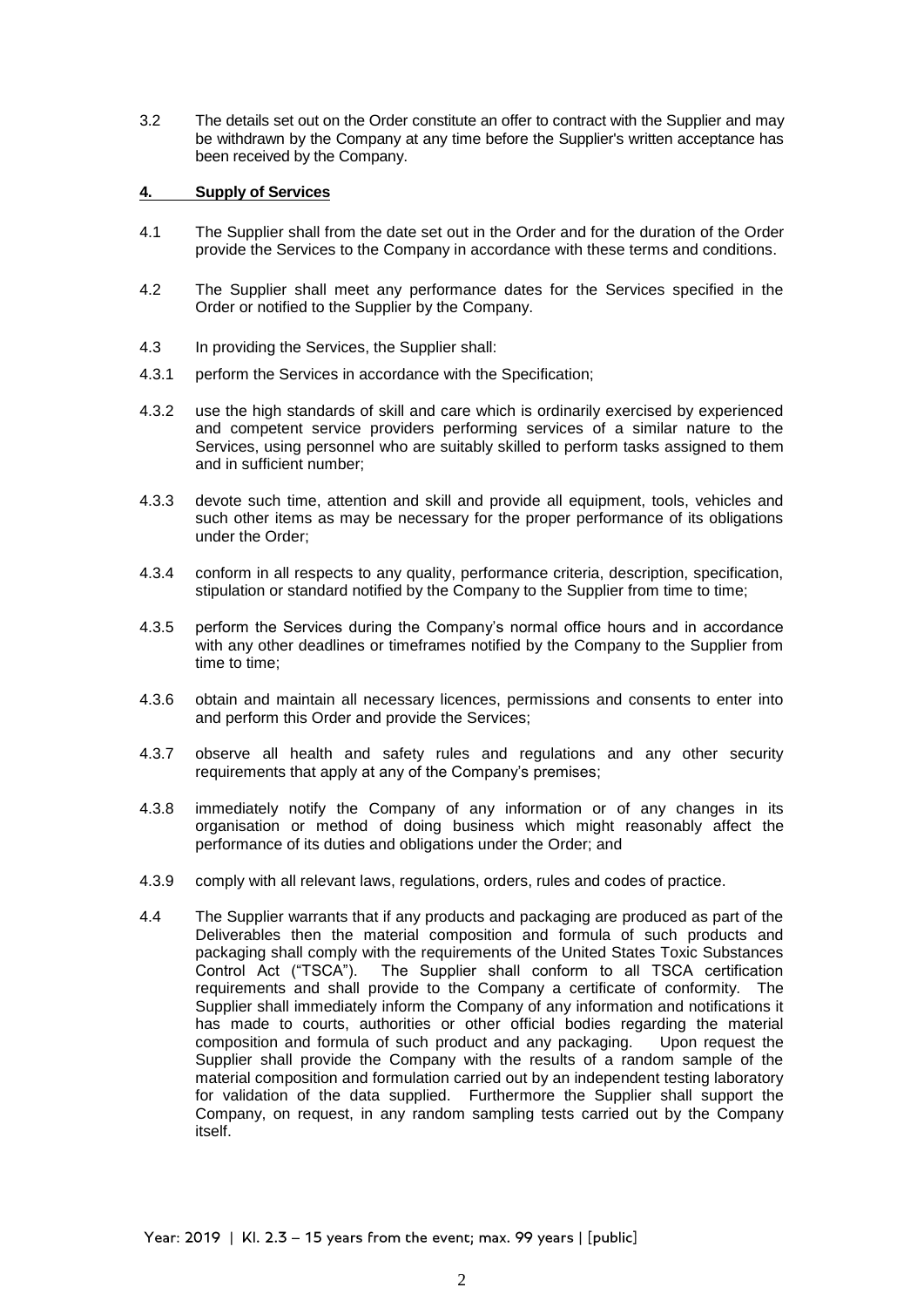3.2 The details set out on the Order constitute an offer to contract with the Supplier and may be withdrawn by the Company at any time before the Supplier's written acceptance has been received by the Company.

## 4. Supply of Services

4.1 The Supplier shall from the date set out in the Order and for the duration of the Order provide the Services to the Company in accordance with these terms and conditions.

4.2 The Supplier shall meet any performance dates for the Services specified in the Order or notified to the Supplier by the Company.

4.3 In providing the Services, the Supplier shall:

4.3.1 perform the Services in accordance with the Specification;

4.3.2 use the high standards of skill and care which is ordinarily exercised by experienced and competent service providers performing services of a similar nature to the Services, using personnel who are suitably skilled to perform tasks assigned to them and in sufficient number;

4.3.3 devote such time, attention and skill and provide all equipment, tools, vehicles and such other items as may be necessary for the proper performance of its obligations under the Order;

4.3.4 conform in all respects to any quality, performance criteria, description, specification, stipulation or standard notified by the Company to the Supplier from time to time;

4.3.5 perform the Services during the Company's normal office hours and in accordance with any other deadlines or timeframes notified by the Company to the Supplier from time to time;

4.3.6 obtain and maintain all necessary licences, permissions and consents to enter into and perform this Order and provide the Services;

4.3.7 observe all health and safety rules and regulations and any other security requirements that apply at any of the Company's premises;

4.3.8 immediately notify the Company of any information or of any changes in its organisation or method of doing business which might reasonably affect the performance of its duties and obligations under the Order; and

4.3.9 comply with all relevant laws, regulations, orders, rules and codes of practice.

4.4 The Supplier warrants that if any products and packaging are produced as part of the Deliverables then the material composition and formula of such products and packaging shall comply with the requirements of the United States Toxic Substances Control Act ("TSCA"). The Supplier shall conform to all TSCA certification requirements and shall provide to the Company a certificate of conformity. The Supplier shall immediately inform the Company of any information and notifications it has made to courts, authorities or other official bodies regarding the material composition and formula of such product and any packaging. Upon request the Supplier shall provide the Company with the results of a random sample of the material composition and formulation carried out by an independent testing laboratory for validation of the data supplied. Furthermore the Supplier shall support the Company, on request, in any random sampling tests carried out by the Company itself.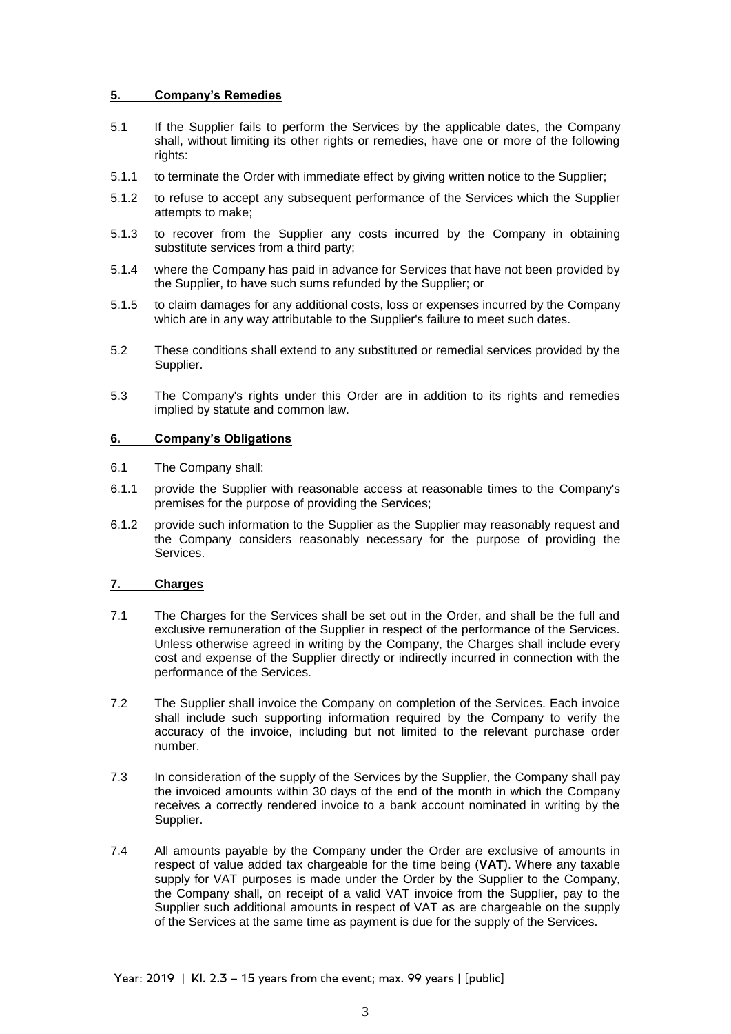## 5. Company's Remedies

5.1 If the Supplier fails to perform the Services by the applicable dates, the Company shall, without limiting its other rights or remedies, have one or more of the following rights:

5.1.1 to terminate the Order with immediate effect by giving written notice to the Supplier;

5.1.2 to refuse to accept any subsequent performance of the Services which the Supplier attempts to make;

5.1.3 to recover from the Supplier any costs incurred by the Company in obtaining substitute services from a third party;

5.1.4 where the Company has paid in advance for Services that have not been provided by the Supplier, to have such sums refunded by the Supplier; or

5.1.5 to claim damages for any additional costs, loss or expenses incurred by the Company which are in any way attributable to the Supplier's failure to meet such dates.

5.2 These conditions shall extend to any substituted or remedial services provided by the Supplier.

5.3 The Company's rights under this Order are in addition to its rights and remedies implied by statute and common law.

## 6. Company's Obligations

6.1 The Company shall:

6.1.1 provide the Supplier with reasonable access at reasonable times to the Company's premises for the purpose of providing the Services;

6.1.2 provide such information to the Supplier as the Supplier may reasonably request and the Company considers reasonably necessary for the purpose of providing the Services.

## 7. Charges

7.1 The Charges for the Services shall be set out in the Order, and shall be the full and exclusive remuneration of the Supplier in respect of the performance of the Services. Unless otherwise agreed in writing by the Company, the Charges shall include every cost and expense of the Supplier directly or indirectly incurred in connection with the performance of the Services.

7.2 The Supplier shall invoice the Company on completion of the Services. Each invoice shall include such supporting information required by the Company to verify the accuracy of the invoice, including but not limited to the relevant purchase order number.

7.3 In consideration of the supply of the Services by the Supplier, the Company shall pay the invoiced amounts within 30 days of the end of the month in which the Company receives a correctly rendered invoice to a bank account nominated in writing by the Supplier.

7.4 All amounts payable by the Company under the Order are exclusive of amounts in respect of value added tax chargeable for the time being (**VAT**). Where any taxable supply for VAT purposes is made under the Order by the Supplier to the Company, the Company shall, on receipt of a valid VAT invoice from the Supplier, pay to the Supplier such additional amounts in respect of VAT as are chargeable on the supply of the Services at the same time as payment is due for the supply of the Services.

Year: 2019 | Kl. 2.3 – 15 years from the event; max. 99 years | [public]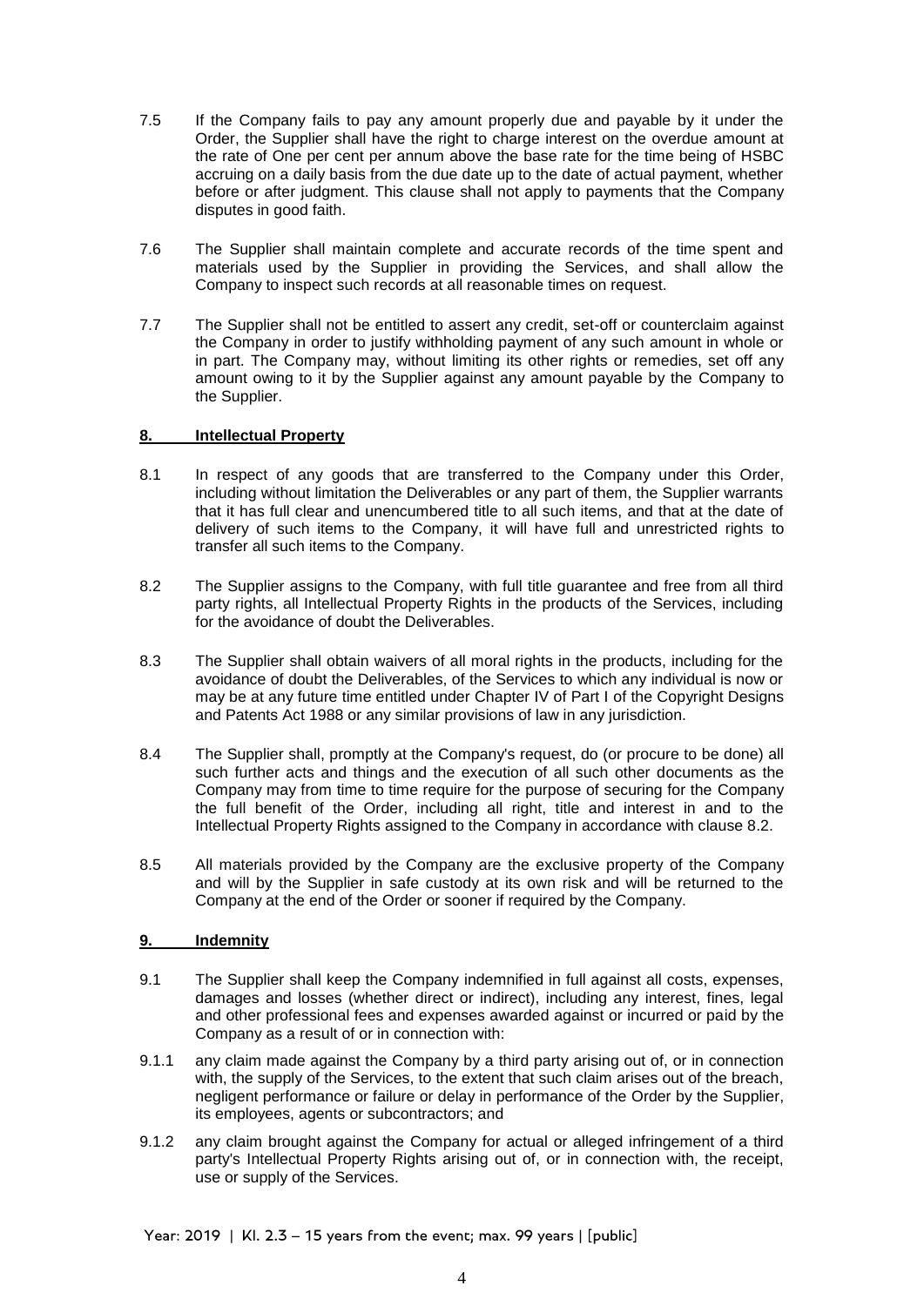7.5 If the Company fails to pay any amount properly due and payable by it under the Order, the Supplier shall have the right to charge interest on the overdue amount at the rate of One per cent per annum above the base rate for the time being of HSBC accruing on a daily basis from the due date up to the date of actual payment, whether before or after judgment. This clause shall not apply to payments that the Company disputes in good faith.

7.6 The Supplier shall maintain complete and accurate records of the time spent and materials used by the Supplier in providing the Services, and shall allow the Company to inspect such records at all reasonable times on request.

7.7 The Supplier shall not be entitled to assert any credit, set-off or counterclaim against the Company in order to justify withholding payment of any such amount in whole or in part. The Company may, without limiting its other rights or remedies, set off any amount owing to it by the Supplier against any amount payable by the Company to the Supplier.

## 8. Intellectual Property

8.1 In respect of any goods that are transferred to the Company under this Order, including without limitation the Deliverables or any part of them, the Supplier warrants that it has full clear and unencumbered title to all such items, and that at the date of delivery of such items to the Company, it will have full and unrestricted rights to transfer all such items to the Company.

8.2 The Supplier assigns to the Company, with full title guarantee and free from all third party rights, all Intellectual Property Rights in the products of the Services, including for the avoidance of doubt the Deliverables.

8.3 The Supplier shall obtain waivers of all moral rights in the products, including for the avoidance of doubt the Deliverables, of the Services to which any individual is now or may be at any future time entitled under Chapter IV of Part I of the Copyright Designs and Patents Act 1988 or any similar provisions of law in any jurisdiction.

8.4 The Supplier shall, promptly at the Company's request, do (or procure to be done) all such further acts and things and the execution of all such other documents as the Company may from time to time require for the purpose of securing for the Company the full benefit of the Order, including all right, title and interest in and to the Intellectual Property Rights assigned to the Company in accordance with clause 8.2.

8.5 All materials provided by the Company are the exclusive property of the Company and will by the Supplier in safe custody at its own risk and will be returned to the Company at the end of the Order or sooner if required by the Company.

## 9. Indemnity

9.1 The Supplier shall keep the Company indemnified in full against all costs, expenses, damages and losses (whether direct or indirect), including any interest, fines, legal and other professional fees and expenses awarded against or incurred or paid by the Company as a result of or in connection with:

9.1.1 any claim made against the Company by a third party arising out of, or in connection with, the supply of the Services, to the extent that such claim arises out of the breach, negligent performance or failure or delay in performance of the Order by the Supplier, its employees, agents or subcontractors; and

9.1.2 any claim brought against the Company for actual or alleged infringement of a third party's Intellectual Property Rights arising out of, or in connection with, the receipt, use or supply of the Services.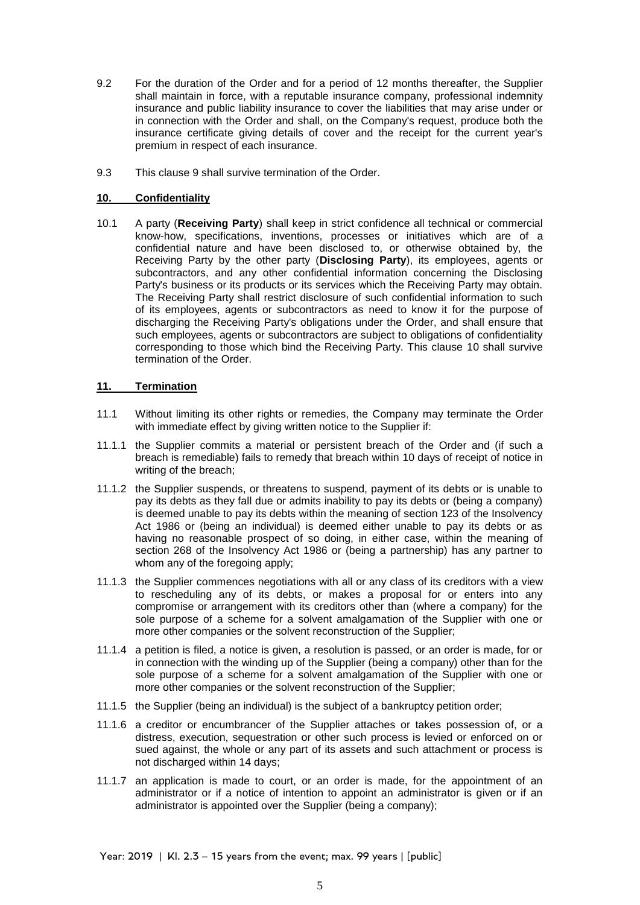9.2 For the duration of the Order and for a period of 12 months thereafter, the Supplier shall maintain in force, with a reputable insurance company, professional indemnity insurance and public liability insurance to cover the liabilities that may arise under or in connection with the Order and shall, on the Company's request, produce both the insurance certificate giving details of cover and the receipt for the current year's premium in respect of each insurance.

9.3 This clause 9 shall survive termination of the Order.

## 10. Confidentiality

10.1 A party (**Receiving Party**) shall keep in strict confidence all technical or commercial know-how, specifications, inventions, processes or initiatives which are of a confidential nature and have been disclosed to, or otherwise obtained by, the Receiving Party by the other party (**Disclosing Party**), its employees, agents or subcontractors, and any other confidential information concerning the Disclosing Party's business or its products or its services which the Receiving Party may obtain. The Receiving Party shall restrict disclosure of such confidential information to such of its employees, agents or subcontractors as need to know it for the purpose of discharging the Receiving Party's obligations under the Order, and shall ensure that such employees, agents or subcontractors are subject to obligations of confidentiality corresponding to those which bind the Receiving Party. This clause 10 shall survive termination of the Order.

## 11. Termination

11.1 Without limiting its other rights or remedies, the Company may terminate the Order with immediate effect by giving written notice to the Supplier if:

11.1.1 the Supplier commits a material or persistent breach of the Order and (if such a breach is remediable) fails to remedy that breach within 10 days of receipt of notice in writing of the breach;

11.1.2 the Supplier suspends, or threatens to suspend, payment of its debts or is unable to pay its debts as they fall due or admits inability to pay its debts or (being a company) is deemed unable to pay its debts within the meaning of section 123 of the Insolvency Act 1986 or (being an individual) is deemed either unable to pay its debts or as having no reasonable prospect of so doing, in either case, within the meaning of section 268 of the Insolvency Act 1986 or (being a partnership) has any partner to whom any of the foregoing apply;

11.1.3 the Supplier commences negotiations with all or any class of its creditors with a view to rescheduling any of its debts, or makes a proposal for or enters into any compromise or arrangement with its creditors other than (where a company) for the sole purpose of a scheme for a solvent amalgamation of the Supplier with one or more other companies or the solvent reconstruction of the Supplier;

11.1.4 a petition is filed, a notice is given, a resolution is passed, or an order is made, for or in connection with the winding up of the Supplier (being a company) other than for the sole purpose of a scheme for a solvent amalgamation of the Supplier with one or more other companies or the solvent reconstruction of the Supplier;

11.1.5 the Supplier (being an individual) is the subject of a bankruptcy petition order;

11.1.6 a creditor or encumbrancer of the Supplier attaches or takes possession of, or a distress, execution, sequestration or other such process is levied or enforced on or sued against, the whole or any part of its assets and such attachment or process is not discharged within 14 days;

11.1.7 an application is made to court, or an order is made, for the appointment of an administrator or if a notice of intention to appoint an administrator is given or if an administrator is appointed over the Supplier (being a company);

Year: 2019 | Kl. 2.3 – 15 years from the event; max. 99 years | [public]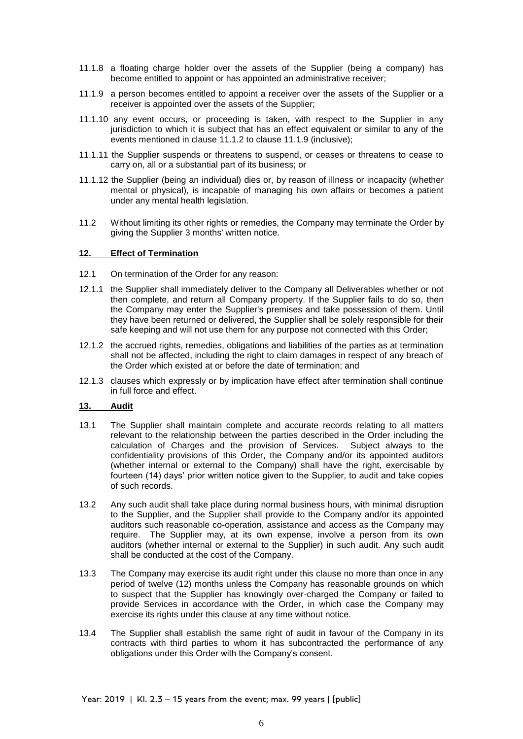11.1.8 a floating charge holder over the assets of the Supplier (being a company) has become entitled to appoint or has appointed an administrative receiver;

11.1.9 a person becomes entitled to appoint a receiver over the assets of the Supplier or a receiver is appointed over the assets of the Supplier;

11.1.10 any event occurs, or proceeding is taken, with respect to the Supplier in any jurisdiction to which it is subject that has an effect equivalent or similar to any of the events mentioned in clause 11.1.2 to clause 11.1.9 (inclusive);

11.1.11 the Supplier suspends or threatens to suspend, or ceases or threatens to cease to carry on, all or a substantial part of its business; or

11.1.12 the Supplier (being an individual) dies or, by reason of illness or incapacity (whether mental or physical), is incapable of managing his own affairs or becomes a patient under any mental health legislation.

11.2 Without limiting its other rights or remedies, the Company may terminate the Order by giving the Supplier 3 months' written notice.

## 12. Effect of Termination

12.1 On termination of the Order for any reason:

12.1.1 the Supplier shall immediately deliver to the Company all Deliverables whether or not then complete, and return all Company property. If the Supplier fails to do so, then the Company may enter the Supplier's premises and take possession of them. Until they have been returned or delivered, the Supplier shall be solely responsible for their safe keeping and will not use them for any purpose not connected with this Order;

12.1.2 the accrued rights, remedies, obligations and liabilities of the parties as at termination shall not be affected, including the right to claim damages in respect of any breach of the Order which existed at or before the date of termination; and

12.1.3 clauses which expressly or by implication have effect after termination shall continue in full force and effect.

## 13. Audit

13.1 The Supplier shall maintain complete and accurate records relating to all matters relevant to the relationship between the parties described in the Order including the calculation of Charges and the provision of Services. Subject always to the confidentiality provisions of this Order, the Company and/or its appointed auditors (whether internal or external to the Company) shall have the right, exercisable by fourteen (14) days' prior written notice given to the Supplier, to audit and take copies of such records.

13.2 Any such audit shall take place during normal business hours, with minimal disruption to the Supplier, and the Supplier shall provide to the Company and/or its appointed auditors such reasonable co-operation, assistance and access as the Company may require. The Supplier may, at its own expense, involve a person from its own auditors (whether internal or external to the Supplier) in such audit. Any such audit shall be conducted at the cost of the Company.

13.3 The Company may exercise its audit right under this clause no more than once in any period of twelve (12) months unless the Company has reasonable grounds on which to suspect that the Supplier has knowingly over-charged the Company or failed to provide Services in accordance with the Order, in which case the Company may exercise its rights under this clause at any time without notice.

13.4 The Supplier shall establish the same right of audit in favour of the Company in its contracts with third parties to whom it has subcontracted the performance of any obligations under this Order with the Company's consent.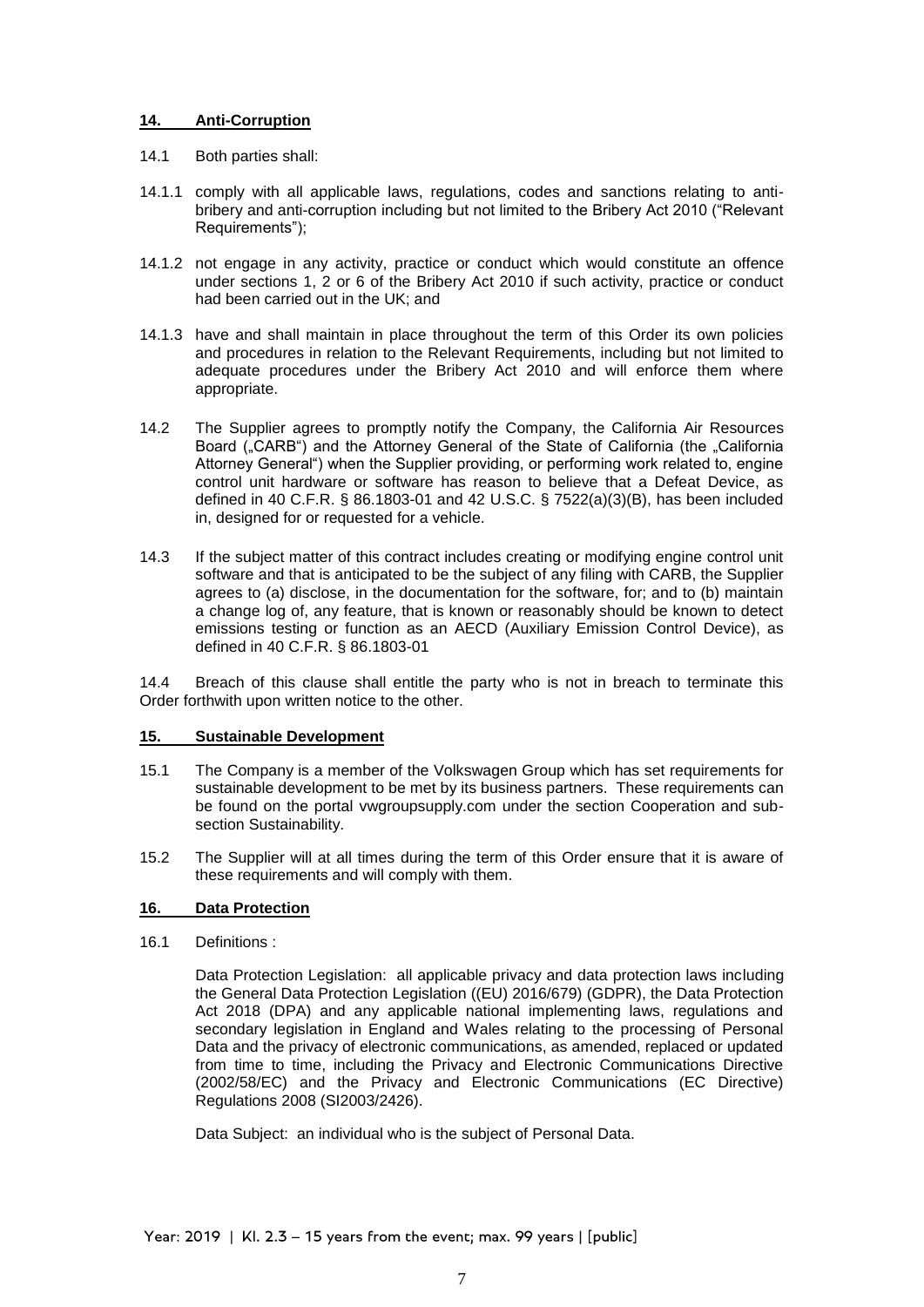## 14. Anti-Corruption

14.1 Both parties shall:

14.1.1 comply with all applicable laws, regulations, codes and sanctions relating to anti-bribery and anti-corruption including but not limited to the Bribery Act 2010 ("Relevant Requirements");

14.1.2 not engage in any activity, practice or conduct which would constitute an offence under sections 1, 2 or 6 of the Bribery Act 2010 if such activity, practice or conduct had been carried out in the UK; and

14.1.3 have and shall maintain in place throughout the term of this Order its own policies and procedures in relation to the Relevant Requirements, including but not limited to adequate procedures under the Bribery Act 2010 and will enforce them where appropriate.

14.2 The Supplier agrees to promptly notify the Company, the California Air Resources Board („CARB") and the Attorney General of the State of California (the „California Attorney General") when the Supplier providing, or performing work related to, engine control unit hardware or software has reason to believe that a Defeat Device, as defined in 40 C.F.R. § 86.1803-01 and 42 U.S.C. § 7522(a)(3)(B), has been included in, designed for or requested for a vehicle.

14.3 If the subject matter of this contract includes creating or modifying engine control unit software and that is anticipated to be the subject of any filing with CARB, the Supplier agrees to (a) disclose, in the documentation for the software, for; and to (b) maintain a change log of, any feature, that is known or reasonably should be known to detect emissions testing or function as an AECD (Auxiliary Emission Control Device), as defined in 40 C.F.R. § 86.1803-01

14.4 Breach of this clause shall entitle the party who is not in breach to terminate this Order forthwith upon written notice to the other.

## 15. Sustainable Development

15.1 The Company is a member of the Volkswagen Group which has set requirements for sustainable development to be met by its business partners. These requirements can be found on the portal vwgroupsupply.com under the section Cooperation and sub-section Sustainability.

15.2 The Supplier will at all times during the term of this Order ensure that it is aware of these requirements and will comply with them.

## 16. Data Protection

16.1 Definitions :

Data Protection Legislation: all applicable privacy and data protection laws including the General Data Protection Legislation ((EU) 2016/679) (GDPR), the Data Protection Act 2018 (DPA) and any applicable national implementing laws, regulations and secondary legislation in England and Wales relating to the processing of Personal Data and the privacy of electronic communications, as amended, replaced or updated from time to time, including the Privacy and Electronic Communications Directive (2002/58/EC) and the Privacy and Electronic Communications (EC Directive) Regulations 2008 (SI2003/2426).

Data Subject: an individual who is the subject of Personal Data.

Year: 2019 | Kl. 2.3 – 15 years from the event; max. 99 years | [public]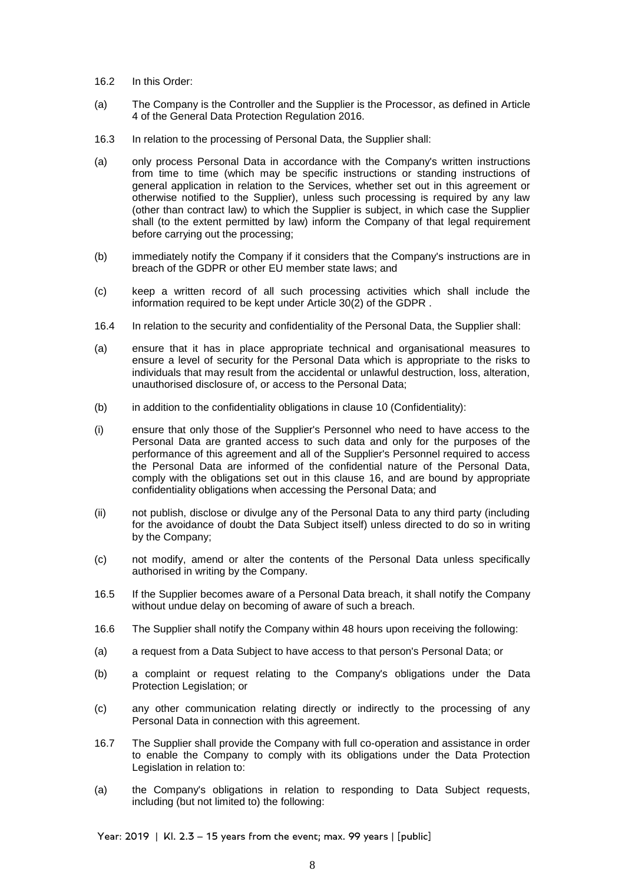16.2 In this Order:

(a) The Company is the Controller and the Supplier is the Processor, as defined in Article 4 of the General Data Protection Regulation 2016.

16.3 In relation to the processing of Personal Data, the Supplier shall:

(a) only process Personal Data in accordance with the Company's written instructions from time to time (which may be specific instructions or standing instructions of general application in relation to the Services, whether set out in this agreement or otherwise notified to the Supplier), unless such processing is required by any law (other than contract law) to which the Supplier is subject, in which case the Supplier shall (to the extent permitted by law) inform the Company of that legal requirement before carrying out the processing;

(b) immediately notify the Company if it considers that the Company's instructions are in breach of the GDPR or other EU member state laws; and

(c) keep a written record of all such processing activities which shall include the information required to be kept under Article 30(2) of the GDPR .

16.4 In relation to the security and confidentiality of the Personal Data, the Supplier shall:

(a) ensure that it has in place appropriate technical and organisational measures to ensure a level of security for the Personal Data which is appropriate to the risks to individuals that may result from the accidental or unlawful destruction, loss, alteration, unauthorised disclosure of, or access to the Personal Data;

(b) in addition to the confidentiality obligations in clause 10 (Confidentiality):

(i) ensure that only those of the Supplier's Personnel who need to have access to the Personal Data are granted access to such data and only for the purposes of the performance of this agreement and all of the Supplier's Personnel required to access the Personal Data are informed of the confidential nature of the Personal Data, comply with the obligations set out in this clause 16, and are bound by appropriate confidentiality obligations when accessing the Personal Data; and

(ii) not publish, disclose or divulge any of the Personal Data to any third party (including for the avoidance of doubt the Data Subject itself) unless directed to do so in writing by the Company;

(c) not modify, amend or alter the contents of the Personal Data unless specifically authorised in writing by the Company.

16.5 If the Supplier becomes aware of a Personal Data breach, it shall notify the Company without undue delay on becoming of aware of such a breach.

16.6 The Supplier shall notify the Company within 48 hours upon receiving the following:

(a) a request from a Data Subject to have access to that person's Personal Data; or

(b) a complaint or request relating to the Company's obligations under the Data Protection Legislation; or

(c) any other communication relating directly or indirectly to the processing of any Personal Data in connection with this agreement.

16.7 The Supplier shall provide the Company with full co-operation and assistance in order to enable the Company to comply with its obligations under the Data Protection Legislation in relation to:

(a) the Company's obligations in relation to responding to Data Subject requests, including (but not limited to) the following:

Year: 2019 | Kl. 2.3 – 15 years from the event; max. 99 years | [public]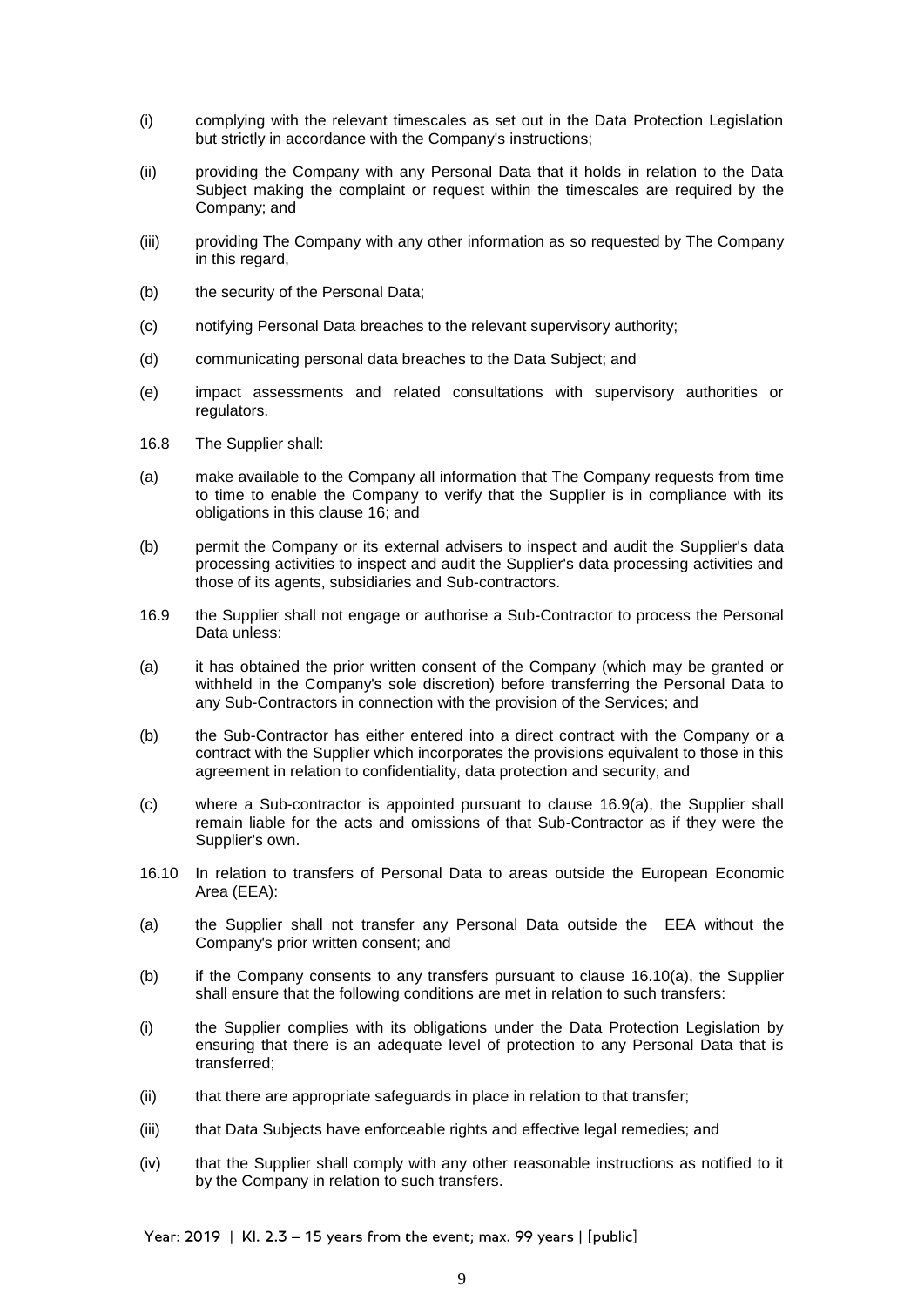(i) complying with the relevant timescales as set out in the Data Protection Legislation but strictly in accordance with the Company's instructions;

(ii) providing the Company with any Personal Data that it holds in relation to the Data Subject making the complaint or request within the timescales are required by the Company; and

(iii) providing The Company with any other information as so requested by The Company in this regard,

(b) the security of the Personal Data;

(c) notifying Personal Data breaches to the relevant supervisory authority;

(d) communicating personal data breaches to the Data Subject; and

(e) impact assessments and related consultations with supervisory authorities or regulators.

16.8 The Supplier shall:

(a) make available to the Company all information that The Company requests from time to time to enable the Company to verify that the Supplier is in compliance with its obligations in this clause 16; and

(b) permit the Company or its external advisers to inspect and audit the Supplier's data processing activities to inspect and audit the Supplier's data processing activities and those of its agents, subsidiaries and Sub-contractors.

16.9 the Supplier shall not engage or authorise a Sub-Contractor to process the Personal Data unless:

(a) it has obtained the prior written consent of the Company (which may be granted or withheld in the Company's sole discretion) before transferring the Personal Data to any Sub-Contractors in connection with the provision of the Services; and

(b) the Sub-Contractor has either entered into a direct contract with the Company or a contract with the Supplier which incorporates the provisions equivalent to those in this agreement in relation to confidentiality, data protection and security, and

(c) where a Sub-contractor is appointed pursuant to clause 16.9(a), the Supplier shall remain liable for the acts and omissions of that Sub-Contractor as if they were the Supplier's own.

16.10 In relation to transfers of Personal Data to areas outside the European Economic Area (EEA):

(a) the Supplier shall not transfer any Personal Data outside the EEA without the Company's prior written consent; and

(b) if the Company consents to any transfers pursuant to clause 16.10(a), the Supplier shall ensure that the following conditions are met in relation to such transfers:

(i) the Supplier complies with its obligations under the Data Protection Legislation by ensuring that there is an adequate level of protection to any Personal Data that is transferred;

(ii) that there are appropriate safeguards in place in relation to that transfer;

(iii) that Data Subjects have enforceable rights and effective legal remedies; and

(iv) that the Supplier shall comply with any other reasonable instructions as notified to it by the Company in relation to such transfers.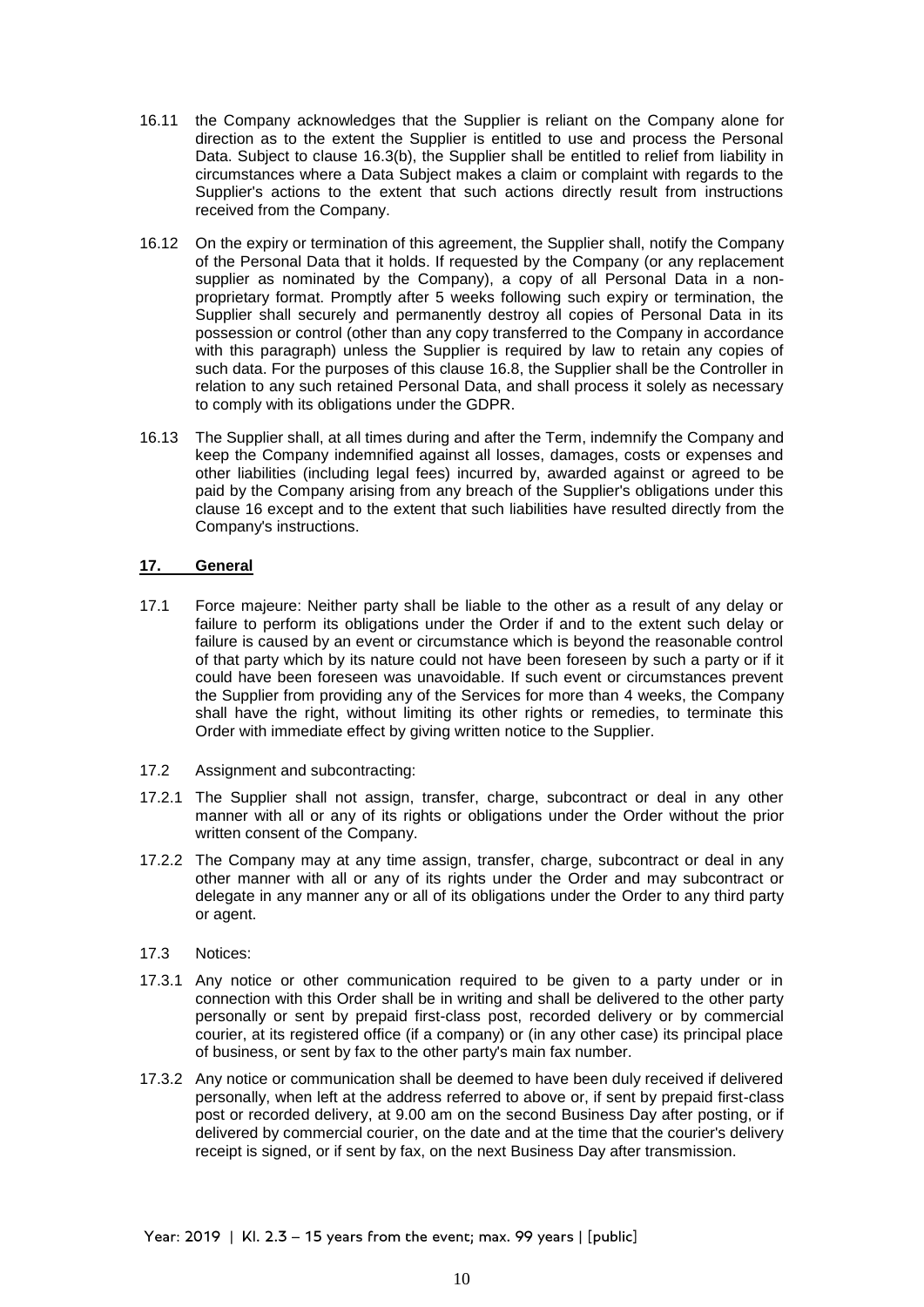16.11 the Company acknowledges that the Supplier is reliant on the Company alone for direction as to the extent the Supplier is entitled to use and process the Personal Data. Subject to clause 16.3(b), the Supplier shall be entitled to relief from liability in circumstances where a Data Subject makes a claim or complaint with regards to the Supplier's actions to the extent that such actions directly result from instructions received from the Company.

16.12 On the expiry or termination of this agreement, the Supplier shall, notify the Company of the Personal Data that it holds. If requested by the Company (or any replacement supplier as nominated by the Company), a copy of all Personal Data in a non-proprietary format. Promptly after 5 weeks following such expiry or termination, the Supplier shall securely and permanently destroy all copies of Personal Data in its possession or control (other than any copy transferred to the Company in accordance with this paragraph) unless the Supplier is required by law to retain any copies of such data. For the purposes of this clause 16.8, the Supplier shall be the Controller in relation to any such retained Personal Data, and shall process it solely as necessary to comply with its obligations under the GDPR.

16.13 The Supplier shall, at all times during and after the Term, indemnify the Company and keep the Company indemnified against all losses, damages, costs or expenses and other liabilities (including legal fees) incurred by, awarded against or agreed to be paid by the Company arising from any breach of the Supplier's obligations under this clause 16 except and to the extent that such liabilities have resulted directly from the Company's instructions.

## 17. General

17.1 Force majeure: Neither party shall be liable to the other as a result of any delay or failure to perform its obligations under the Order if and to the extent such delay or failure is caused by an event or circumstance which is beyond the reasonable control of that party which by its nature could not have been foreseen by such a party or if it could have been foreseen was unavoidable. If such event or circumstances prevent the Supplier from providing any of the Services for more than 4 weeks, the Company shall have the right, without limiting its other rights or remedies, to terminate this Order with immediate effect by giving written notice to the Supplier.

17.2 Assignment and subcontracting:

17.2.1 The Supplier shall not assign, transfer, charge, subcontract or deal in any other manner with all or any of its rights or obligations under the Order without the prior written consent of the Company.

17.2.2 The Company may at any time assign, transfer, charge, subcontract or deal in any other manner with all or any of its rights under the Order and may subcontract or delegate in any manner any or all of its obligations under the Order to any third party or agent.

17.3 Notices:

17.3.1 Any notice or other communication required to be given to a party under or in connection with this Order shall be in writing and shall be delivered to the other party personally or sent by prepaid first-class post, recorded delivery or by commercial courier, at its registered office (if a company) or (in any other case) its principal place of business, or sent by fax to the other party's main fax number.

17.3.2 Any notice or communication shall be deemed to have been duly received if delivered personally, when left at the address referred to above or, if sent by prepaid first-class post or recorded delivery, at 9.00 am on the second Business Day after posting, or if delivered by commercial courier, on the date and at the time that the courier's delivery receipt is signed, or if sent by fax, on the next Business Day after transmission.

Year: 2019 | Kl. 2.3 – 15 years from the event; max. 99 years | [public]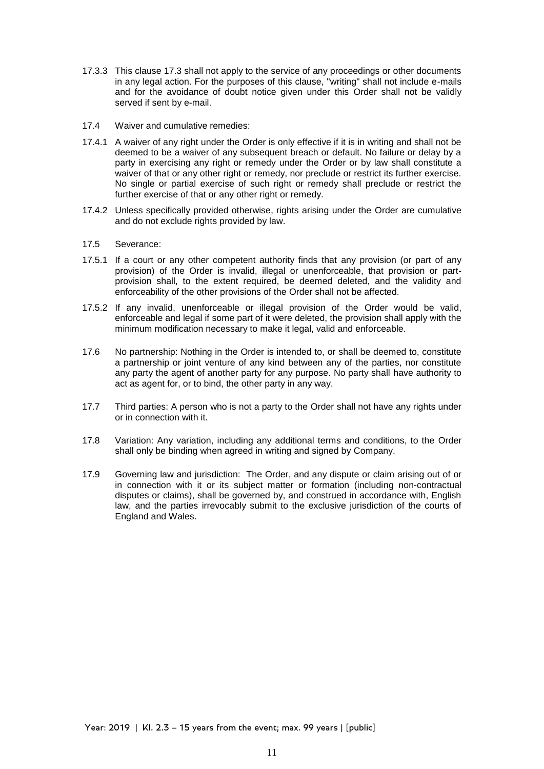17.3.3 This clause 17.3 shall not apply to the service of any proceedings or other documents in any legal action. For the purposes of this clause, "writing" shall not include e-mails and for the avoidance of doubt notice given under this Order shall not be validly served if sent by e-mail.

17.4 Waiver and cumulative remedies:

17.4.1 A waiver of any right under the Order is only effective if it is in writing and shall not be deemed to be a waiver of any subsequent breach or default. No failure or delay by a party in exercising any right or remedy under the Order or by law shall constitute a waiver of that or any other right or remedy, nor preclude or restrict its further exercise. No single or partial exercise of such right or remedy shall preclude or restrict the further exercise of that or any other right or remedy.

17.4.2 Unless specifically provided otherwise, rights arising under the Order are cumulative and do not exclude rights provided by law.

17.5 Severance:

17.5.1 If a court or any other competent authority finds that any provision (or part of any provision) of the Order is invalid, illegal or unenforceable, that provision or part-provision shall, to the extent required, be deemed deleted, and the validity and enforceability of the other provisions of the Order shall not be affected.

17.5.2 If any invalid, unenforceable or illegal provision of the Order would be valid, enforceable and legal if some part of it were deleted, the provision shall apply with the minimum modification necessary to make it legal, valid and enforceable.

17.6 No partnership: Nothing in the Order is intended to, or shall be deemed to, constitute a partnership or joint venture of any kind between any of the parties, nor constitute any party the agent of another party for any purpose. No party shall have authority to act as agent for, or to bind, the other party in any way.

17.7 Third parties: A person who is not a party to the Order shall not have any rights under or in connection with it.

17.8 Variation: Any variation, including any additional terms and conditions, to the Order shall only be binding when agreed in writing and signed by Company.

17.9 Governing law and jurisdiction: The Order, and any dispute or claim arising out of or in connection with it or its subject matter or formation (including non-contractual disputes or claims), shall be governed by, and construed in accordance with, English law, and the parties irrevocably submit to the exclusive jurisdiction of the courts of England and Wales.